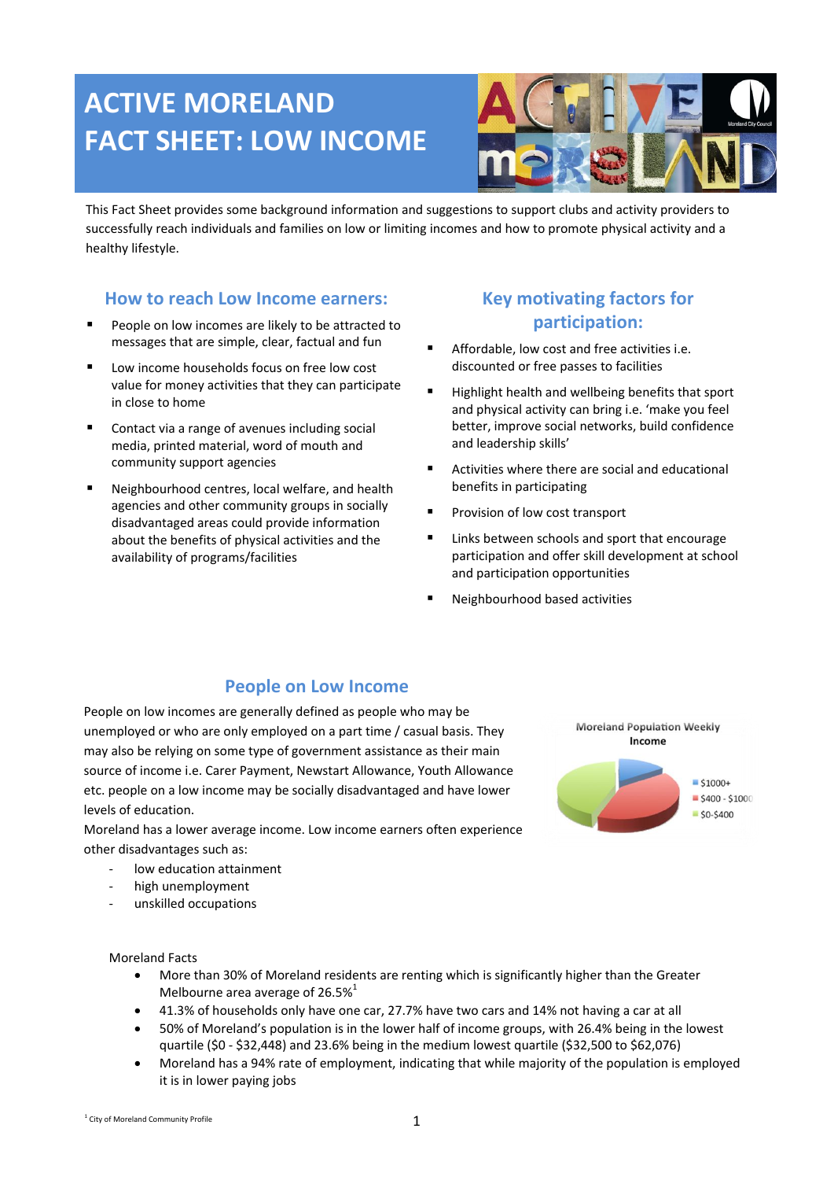# ACTIVE MORELAND
# FACT SHEET: LOW INCOME

This Fact Sheet provides some background information and suggestions to support clubs and activity providers to successfully reach individuals and families on low or limiting incomes and how to promote physical activity and a healthy lifestyle.

## How to reach Low Income earners:

- People on low incomes are likely to be attracted to messages that are simple, clear, factual and fun
- Low income households focus on free low cost value for money activities that they can participate in close to home
- Contact via a range of avenues including social media, printed material, word of mouth and community support agencies
- Neighbourhood centres, local welfare, and health agencies and other community groups in socially disadvantaged areas could provide information about the benefits of physical activities and the availability of programs/facilities

## Key motivating factors for participation:

- Affordable, low cost and free activities i.e. discounted or free passes to facilities
- Highlight health and wellbeing benefits that sport and physical activity can bring i.e. 'make you feel better, improve social networks, build confidence and leadership skills'
- Activities where there are social and educational benefits in participating
- Provision of low cost transport
- Links between schools and sport that encourage participation and offer skill development at school and participation opportunities
- Neighbourhood based activities

## People on Low Income

People on low incomes are generally defined as people who may be unemployed or who are only employed on a part time / casual basis. They may also be relying on some type of government assistance as their main source of income i.e. Carer Payment, Newstart Allowance, Youth Allowance etc. people on a low income may be socially disadvantaged and have lower levels of education.

Moreland has a lower average income. Low income earners often experience other disadvantages such as:

- low education attainment
- high unemployment
- unskilled occupations

Moreland Population Weekly Income

- $1000+
- $400 - $1000
- $0-$400

Moreland Facts

- More than 30% of Moreland residents are renting which is significantly higher than the Greater Melbourne area average of 26.5%[1]
- 41.3% of households only have one car, 27.7% have two cars and 14% not having a car at all
- 50% of Moreland's population is in the lower half of income groups, with 26.4% being in the lowest quartile ($0 - $32,448) and 23.6% being in the medium lowest quartile ($32,500 to $62,076)
- Moreland has a 94% rate of employment, indicating that while majority of the population is employed it is in lower paying jobs

[1] City of Moreland Community Profile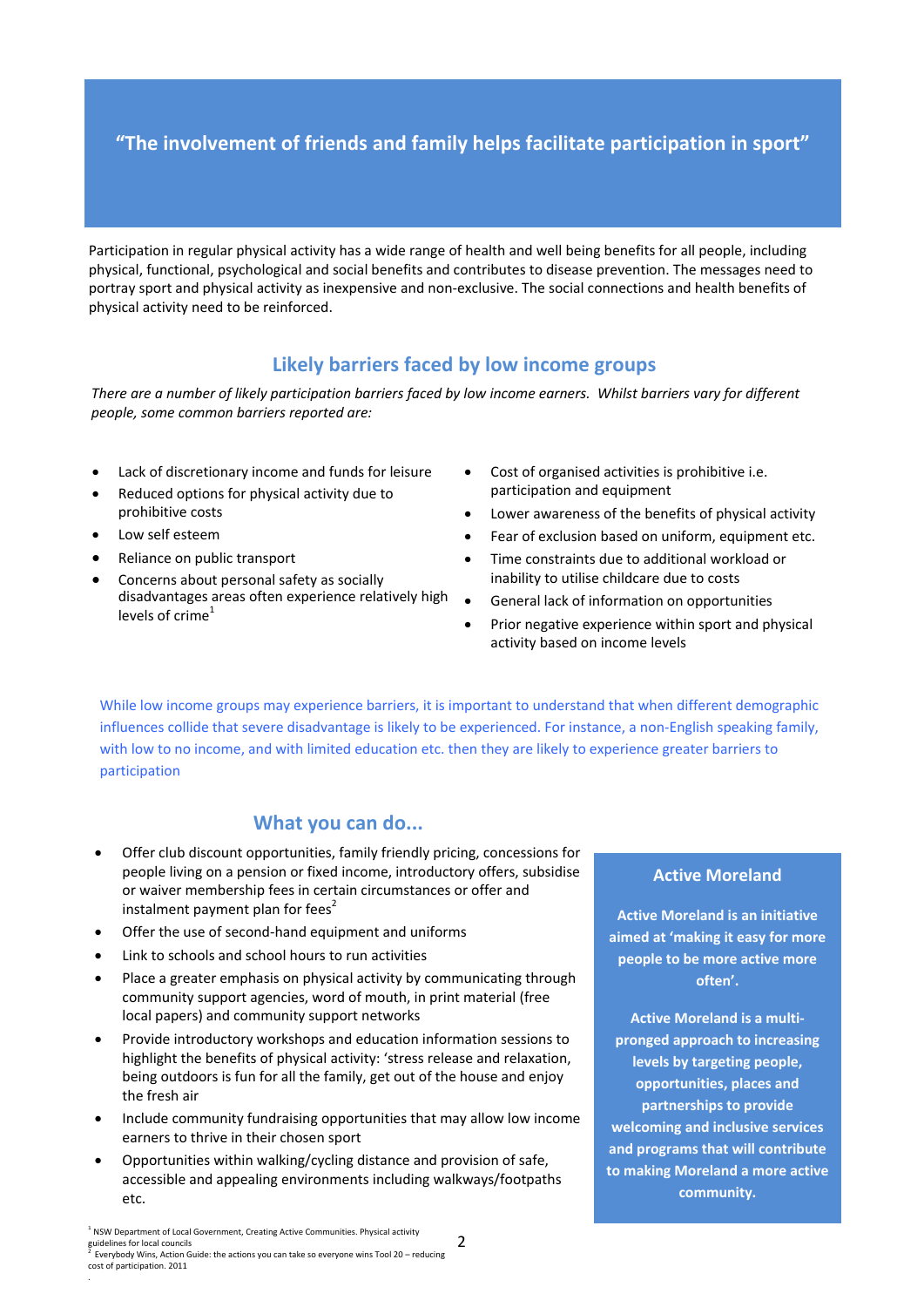## “The involvement of friends and family helps facilitate participation in sport”

Participation in regular physical activity has a wide range of health and well being benefits for all people, including physical, functional, psychological and social benefits and contributes to disease prevention. The messages need to portray sport and physical activity as inexpensive and non-exclusive. The social connections and health benefits of physical activity need to be reinforced.

## Likely barriers faced by low income groups

*There are a number of likely participation barriers faced by low income earners. Whilst barriers vary for different people, some common barriers reported are:*

- Lack of discretionary income and funds for leisure
- Reduced options for physical activity due to prohibitive costs
- Low self esteem
- Reliance on public transport
- Concerns about personal safety as socially disadvantages areas often experience relatively high levels of crime[1]
- Cost of organised activities is prohibitive i.e. participation and equipment
- Lower awareness of the benefits of physical activity
- Fear of exclusion based on uniform, equipment etc.
- Time constraints due to additional workload or inability to utilise childcare due to costs
- General lack of information on opportunities
- Prior negative experience within sport and physical activity based on income levels

While low income groups may experience barriers, it is important to understand that when different demographic influences collide that severe disadvantage is likely to be experienced. For instance, a non-English speaking family, with low to no income, and with limited education etc. then they are likely to experience greater barriers to participation

## What you can do...

- Offer club discount opportunities, family friendly pricing, concessions for people living on a pension or fixed income, introductory offers, subsidise or waiver membership fees in certain circumstances or offer and instalment payment plan for fees[2]
- Offer the use of second-hand equipment and uniforms
- Link to schools and school hours to run activities
- Place a greater emphasis on physical activity by communicating through community support agencies, word of mouth, in print material (free local papers) and community support networks
- Provide introductory workshops and education information sessions to highlight the benefits of physical activity: ‘stress release and relaxation, being outdoors is fun for all the family, get out of the house and enjoy the fresh air
- Include community fundraising opportunities that may allow low income earners to thrive in their chosen sport
- Opportunities within walking/cycling distance and provision of safe, accessible and appealing environments including walkways/footpaths etc.

### Active Moreland

**Active Moreland is an initiative aimed at ‘making it easy for more people to be more active more often’.**

**Active Moreland is a multi-pronged approach to increasing levels by targeting people, opportunities, places and partnerships to provide welcoming and inclusive services and programs that will contribute to making Moreland a more active community.**

[1] NSW Department of Local Government, Creating Active Communities. Physical activity guidelines for local councils

[2] Everybody Wins, Action Guide: the actions you can take so everyone wins Tool 20 – reducing cost of participation. 2011